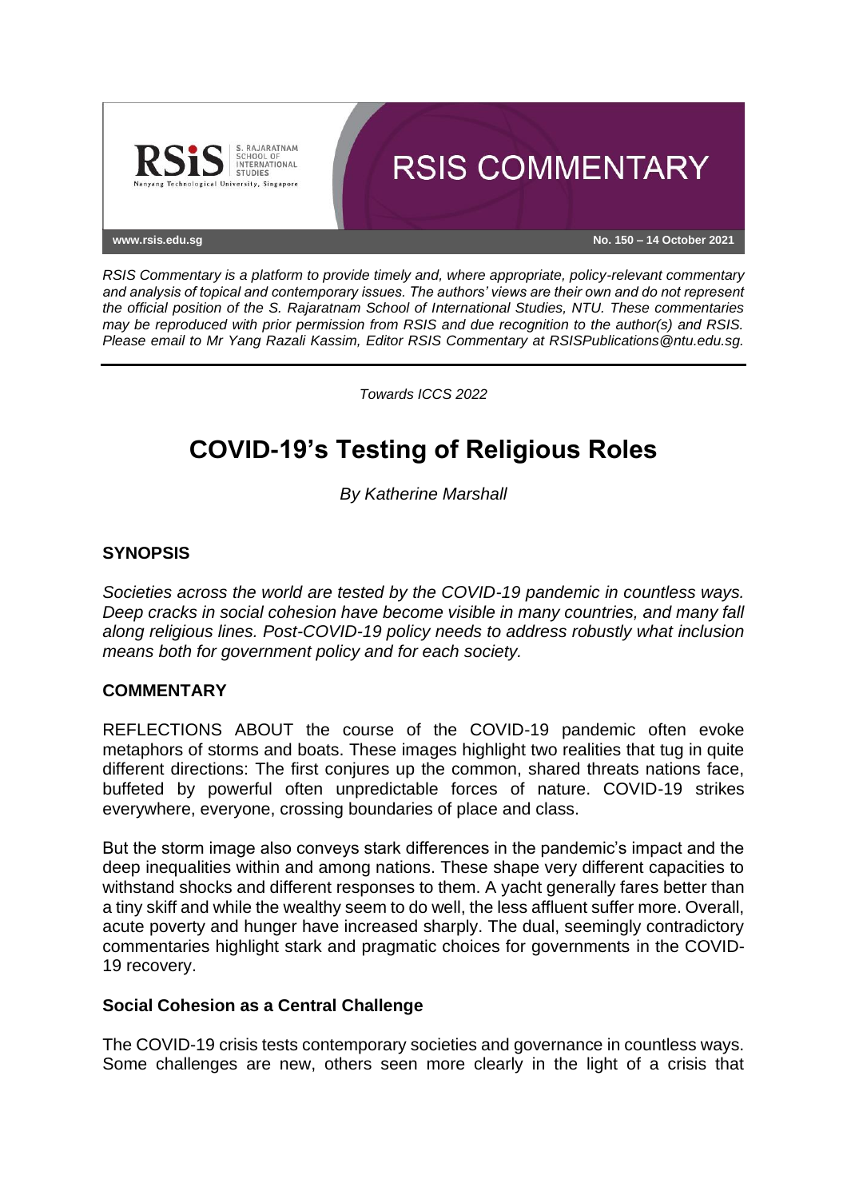RSIS Commentary

www.rsis.edu.sg — No. 150 – 14 October 2021

*RSIS Commentary is a platform to provide timely and, where appropriate, policy-relevant commentary and analysis of topical and contemporary issues. The authors' views are their own and do not represent the official position of the S. Rajaratnam School of International Studies, NTU. These commentaries may be reproduced with prior permission from RSIS and due recognition to the author(s) and RSIS. Please email to Mr Yang Razali Kassim, Editor RSIS Commentary at RSISPublications@ntu.edu.sg.*

---

*Towards ICCS 2022*

# COVID-19's Testing of Religious Roles

*By Katherine Marshall*

## SYNOPSIS

*Societies across the world are tested by the COVID-19 pandemic in countless ways. Deep cracks in social cohesion have become visible in many countries, and many fall along religious lines. Post-COVID-19 policy needs to address robustly what inclusion means both for government policy and for each society.*

## COMMENTARY

REFLECTIONS ABOUT the course of the COVID-19 pandemic often evoke metaphors of storms and boats. These images highlight two realities that tug in quite different directions: The first conjures up the common, shared threats nations face, buffeted by powerful often unpredictable forces of nature. COVID-19 strikes everywhere, everyone, crossing boundaries of place and class.

But the storm image also conveys stark differences in the pandemic's impact and the deep inequalities within and among nations. These shape very different capacities to withstand shocks and different responses to them. A yacht generally fares better than a tiny skiff and while the wealthy seem to do well, the less affluent suffer more. Overall, acute poverty and hunger have increased sharply. The dual, seemingly contradictory commentaries highlight stark and pragmatic choices for governments in the COVID-19 recovery.

### Social Cohesion as a Central Challenge

The COVID-19 crisis tests contemporary societies and governance in countless ways. Some challenges are new, others seen more clearly in the light of a crisis that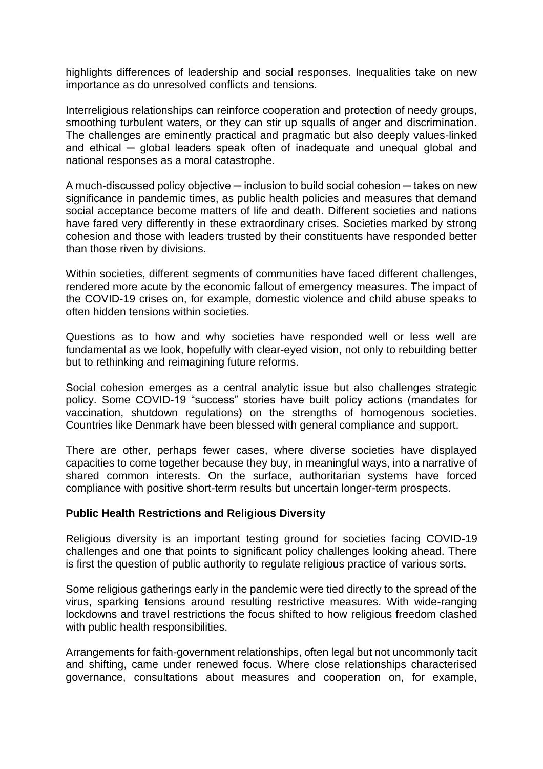highlights differences of leadership and social responses. Inequalities take on new importance as do unresolved conflicts and tensions.

Interreligious relationships can reinforce cooperation and protection of needy groups, smoothing turbulent waters, or they can stir up squalls of anger and discrimination. The challenges are eminently practical and pragmatic but also deeply values-linked and ethical ─ global leaders speak often of inadequate and unequal global and national responses as a moral catastrophe.

A much-discussed policy objective ─ inclusion to build social cohesion ─ takes on new significance in pandemic times, as public health policies and measures that demand social acceptance become matters of life and death. Different societies and nations have fared very differently in these extraordinary crises. Societies marked by strong cohesion and those with leaders trusted by their constituents have responded better than those riven by divisions.

Within societies, different segments of communities have faced different challenges, rendered more acute by the economic fallout of emergency measures. The impact of the COVID-19 crises on, for example, domestic violence and child abuse speaks to often hidden tensions within societies.

Questions as to how and why societies have responded well or less well are fundamental as we look, hopefully with clear-eyed vision, not only to rebuilding better but to rethinking and reimagining future reforms.

Social cohesion emerges as a central analytic issue but also challenges strategic policy. Some COVID-19 "success" stories have built policy actions (mandates for vaccination, shutdown regulations) on the strengths of homogenous societies. Countries like Denmark have been blessed with general compliance and support.

There are other, perhaps fewer cases, where diverse societies have displayed capacities to come together because they buy, in meaningful ways, into a narrative of shared common interests. On the surface, authoritarian systems have forced compliance with positive short-term results but uncertain longer-term prospects.

**Public Health Restrictions and Religious Diversity**

Religious diversity is an important testing ground for societies facing COVID-19 challenges and one that points to significant policy challenges looking ahead. There is first the question of public authority to regulate religious practice of various sorts.

Some religious gatherings early in the pandemic were tied directly to the spread of the virus, sparking tensions around resulting restrictive measures. With wide-ranging lockdowns and travel restrictions the focus shifted to how religious freedom clashed with public health responsibilities.

Arrangements for faith-government relationships, often legal but not uncommonly tacit and shifting, came under renewed focus. Where close relationships characterised governance, consultations about measures and cooperation on, for example,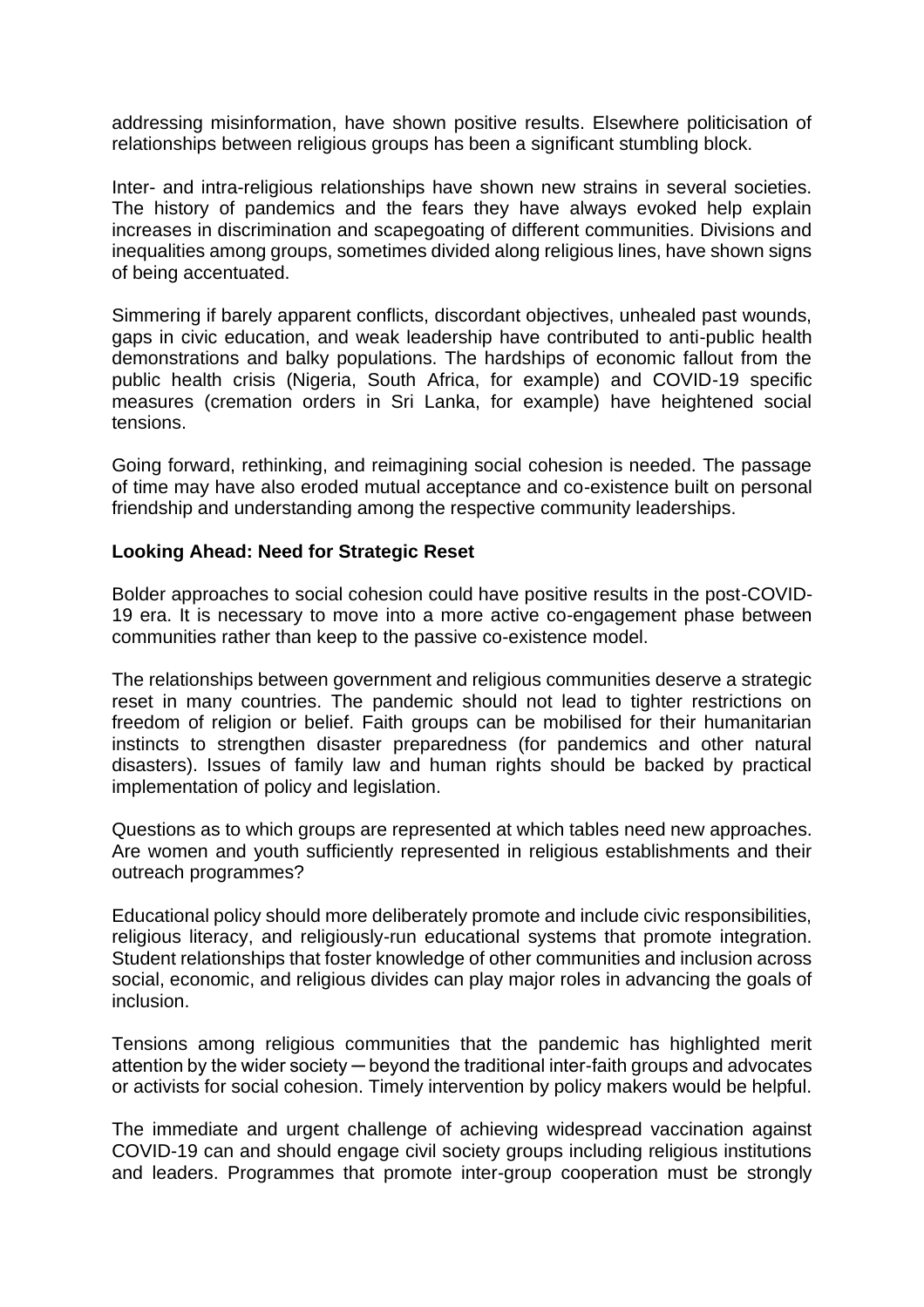addressing misinformation, have shown positive results. Elsewhere politicisation of relationships between religious groups has been a significant stumbling block.

Inter- and intra-religious relationships have shown new strains in several societies. The history of pandemics and the fears they have always evoked help explain increases in discrimination and scapegoating of different communities. Divisions and inequalities among groups, sometimes divided along religious lines, have shown signs of being accentuated.

Simmering if barely apparent conflicts, discordant objectives, unhealed past wounds, gaps in civic education, and weak leadership have contributed to anti-public health demonstrations and balky populations. The hardships of economic fallout from the public health crisis (Nigeria, South Africa, for example) and COVID-19 specific measures (cremation orders in Sri Lanka, for example) have heightened social tensions.

Going forward, rethinking, and reimagining social cohesion is needed. The passage of time may have also eroded mutual acceptance and co-existence built on personal friendship and understanding among the respective community leaderships.

**Looking Ahead: Need for Strategic Reset**

Bolder approaches to social cohesion could have positive results in the post-COVID-19 era. It is necessary to move into a more active co-engagement phase between communities rather than keep to the passive co-existence model.

The relationships between government and religious communities deserve a strategic reset in many countries. The pandemic should not lead to tighter restrictions on freedom of religion or belief. Faith groups can be mobilised for their humanitarian instincts to strengthen disaster preparedness (for pandemics and other natural disasters). Issues of family law and human rights should be backed by practical implementation of policy and legislation.

Questions as to which groups are represented at which tables need new approaches. Are women and youth sufficiently represented in religious establishments and their outreach programmes?

Educational policy should more deliberately promote and include civic responsibilities, religious literacy, and religiously-run educational systems that promote integration. Student relationships that foster knowledge of other communities and inclusion across social, economic, and religious divides can play major roles in advancing the goals of inclusion.

Tensions among religious communities that the pandemic has highlighted merit attention by the wider society ─ beyond the traditional inter-faith groups and advocates or activists for social cohesion. Timely intervention by policy makers would be helpful.

The immediate and urgent challenge of achieving widespread vaccination against COVID-19 can and should engage civil society groups including religious institutions and leaders. Programmes that promote inter-group cooperation must be strongly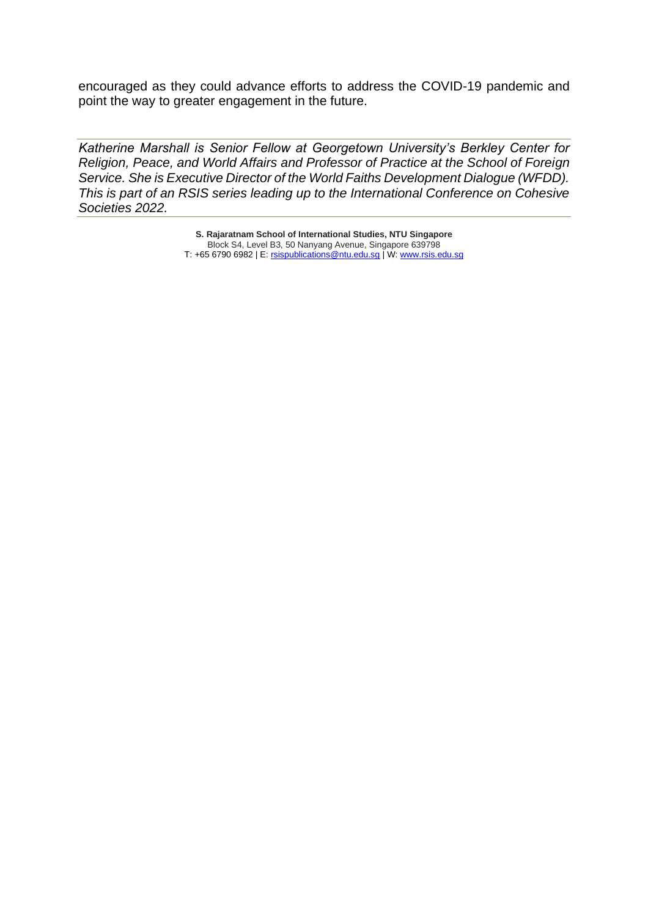encouraged as they could advance efforts to address the COVID-19 pandemic and point the way to greater engagement in the future.

---

*Katherine Marshall is Senior Fellow at Georgetown University's Berkley Center for Religion, Peace, and World Affairs and Professor of Practice at the School of Foreign Service. She is Executive Director of the World Faiths Development Dialogue (WFDD). This is part of an RSIS series leading up to the International Conference on Cohesive Societies 2022.*

---

**S. Rajaratnam School of International Studies, NTU Singapore**
Block S4, Level B3, 50 Nanyang Avenue, Singapore 639798
T: +65 6790 6982 | E: rsispublications@ntu.edu.sg | W: www.rsis.edu.sg